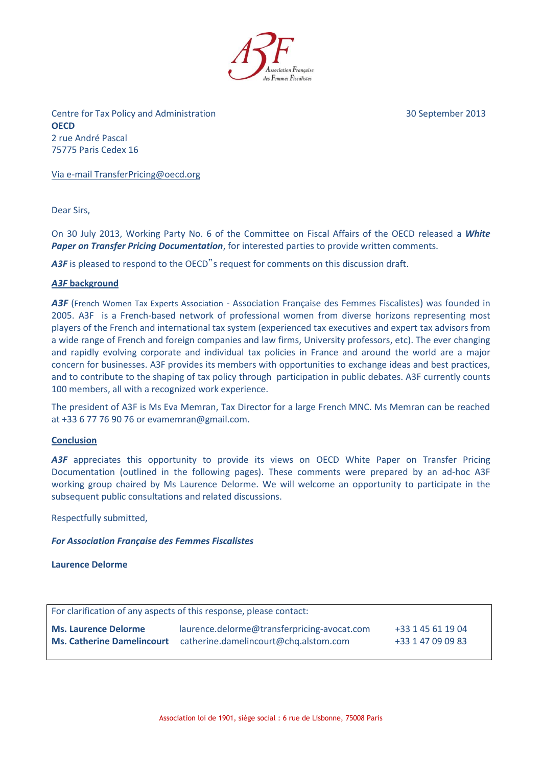Centre for Tax Policy and Administration
**OECD**
2 rue André Pascal
75775 Paris Cedex 16

30 September 2013

Via e-mail TransferPricing@oecd.org

Dear Sirs,

On 30 July 2013, Working Party No. 6 of the Committee on Fiscal Affairs of the OECD released a ***White Paper on Transfer Pricing Documentation***, for interested parties to provide written comments.

***A3F*** is pleased to respond to the OECD"s request for comments on this discussion draft.

**_A3F_ background**

***A3F*** (French Women Tax Experts Association - Association Française des Femmes Fiscalistes) was founded in 2005. A3F is a French-based network of professional women from diverse horizons representing most players of the French and international tax system (experienced tax executives and expert tax advisors from a wide range of French and foreign companies and law firms, University professors, etc). The ever changing and rapidly evolving corporate and individual tax policies in France and around the world are a major concern for businesses. A3F provides its members with opportunities to exchange ideas and best practices, and to contribute to the shaping of tax policy through participation in public debates. A3F currently counts 100 members, all with a recognized work experience.

The president of A3F is Ms Eva Memran, Tax Director for a large French MNC. Ms Memran can be reached at +33 6 77 76 90 76 or evamemran@gmail.com.

**Conclusion**

***A3F*** appreciates this opportunity to provide its views on OECD White Paper on Transfer Pricing Documentation (outlined in the following pages). These comments were prepared by an ad-hoc A3F working group chaired by Ms Laurence Delorme. We will welcome an opportunity to participate in the subsequent public consultations and related discussions.

Respectfully submitted,

***For Association Française des Femmes Fiscalistes***

**Laurence Delorme**

For clarification of any aspects of this response, please contact:

| | | |
|---|---|---|
| **Ms. Laurence Delorme** | laurence.delorme@transferpricing-avocat.com | +33 1 45 61 19 04 |
| **Ms. Catherine Damelincourt** | catherine.damelincourt@chq.alstom.com | +33 1 47 09 09 83 |

Association loi de 1901, siège social : 6 rue de Lisbonne, 75008 Paris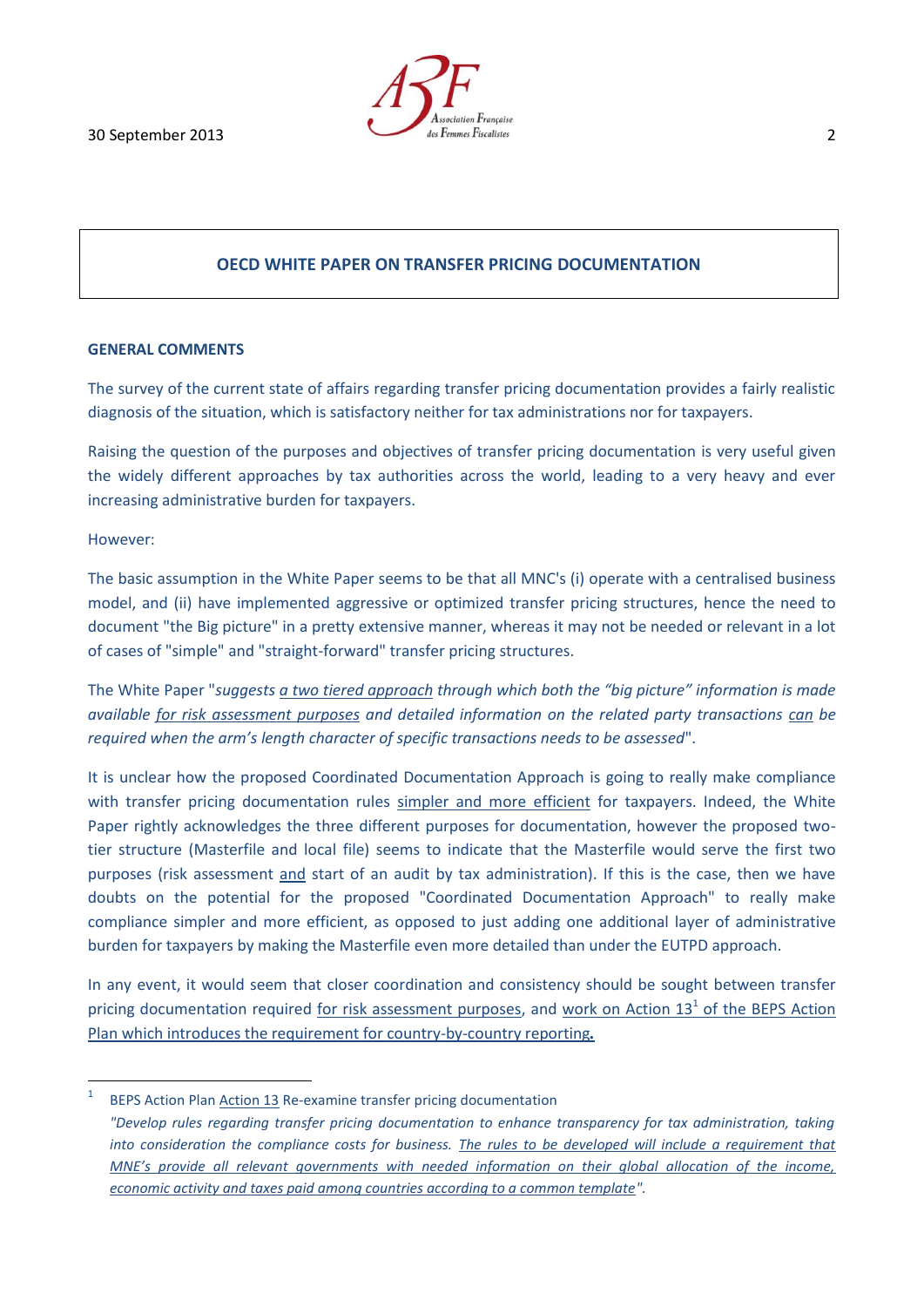## OECD WHITE PAPER ON TRANSFER PRICING DOCUMENTATION

### GENERAL COMMENTS

The survey of the current state of affairs regarding transfer pricing documentation provides a fairly realistic diagnosis of the situation, which is satisfactory neither for tax administrations nor for taxpayers.

Raising the question of the purposes and objectives of transfer pricing documentation is very useful given the widely different approaches by tax authorities across the world, leading to a very heavy and ever increasing administrative burden for taxpayers.

However:

The basic assumption in the White Paper seems to be that all MNC's (i) operate with a centralised business model, and (ii) have implemented aggressive or optimized transfer pricing structures, hence the need to document "the Big picture" in a pretty extensive manner, whereas it may not be needed or relevant in a lot of cases of "simple" and "straight-forward" transfer pricing structures.

The White Paper "*suggests a two tiered approach through which both the "big picture" information is made available for risk assessment purposes and detailed information on the related party transactions can be required when the arm's length character of specific transactions needs to be assessed*".

It is unclear how the proposed Coordinated Documentation Approach is going to really make compliance with transfer pricing documentation rules simpler and more efficient for taxpayers. Indeed, the White Paper rightly acknowledges the three different purposes for documentation, however the proposed two-tier structure (Masterfile and local file) seems to indicate that the Masterfile would serve the first two purposes (risk assessment and start of an audit by tax administration). If this is the case, then we have doubts on the potential for the proposed "Coordinated Documentation Approach" to really make compliance simpler and more efficient, as opposed to just adding one additional layer of administrative burden for taxpayers by making the Masterfile even more detailed than under the EUTPD approach.

In any event, it would seem that closer coordination and consistency should be sought between transfer pricing documentation required for risk assessment purposes, and work on Action 13[1] of the BEPS Action Plan which introduces the requirement for country-by-country reporting**.**

---

[1] BEPS Action Plan Action 13 Re-examine transfer pricing documentation
*"Develop rules regarding transfer pricing documentation to enhance transparency for tax administration, taking into consideration the compliance costs for business. The rules to be developed will include a requirement that MNE's provide all relevant governments with needed information on their global allocation of the income, economic activity and taxes paid among countries according to a common template".*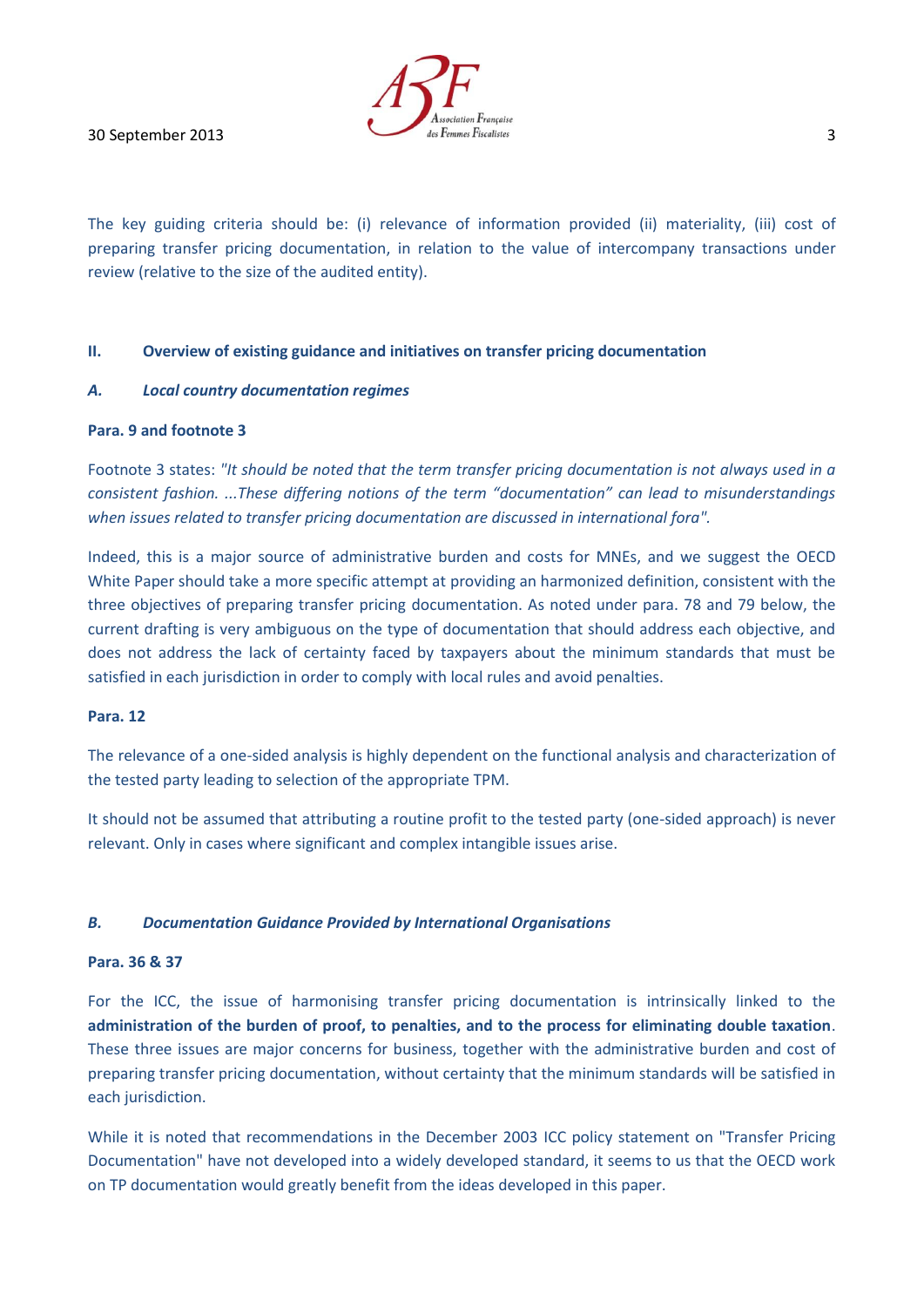The key guiding criteria should be: (i) relevance of information provided (ii) materiality, (iii) cost of preparing transfer pricing documentation, in relation to the value of intercompany transactions under review (relative to the size of the audited entity).

## II. Overview of existing guidance and initiatives on transfer pricing documentation

### *A. Local country documentation regimes*

**Para. 9 and footnote 3**

Footnote 3 states: *"It should be noted that the term transfer pricing documentation is not always used in a consistent fashion. ...These differing notions of the term "documentation" can lead to misunderstandings when issues related to transfer pricing documentation are discussed in international fora".*

Indeed, this is a major source of administrative burden and costs for MNEs, and we suggest the OECD White Paper should take a more specific attempt at providing an harmonized definition, consistent with the three objectives of preparing transfer pricing documentation. As noted under para. 78 and 79 below, the current drafting is very ambiguous on the type of documentation that should address each objective, and does not address the lack of certainty faced by taxpayers about the minimum standards that must be satisfied in each jurisdiction in order to comply with local rules and avoid penalties.

**Para. 12**

The relevance of a one-sided analysis is highly dependent on the functional analysis and characterization of the tested party leading to selection of the appropriate TPM.

It should not be assumed that attributing a routine profit to the tested party (one-sided approach) is never relevant. Only in cases where significant and complex intangible issues arise.

### *B. Documentation Guidance Provided by International Organisations*

**Para. 36 & 37**

For the ICC, the issue of harmonising transfer pricing documentation is intrinsically linked to the **administration of the burden of proof, to penalties, and to the process for eliminating double taxation**. These three issues are major concerns for business, together with the administrative burden and cost of preparing transfer pricing documentation, without certainty that the minimum standards will be satisfied in each jurisdiction.

While it is noted that recommendations in the December 2003 ICC policy statement on "Transfer Pricing Documentation" have not developed into a widely developed standard, it seems to us that the OECD work on TP documentation would greatly benefit from the ideas developed in this paper.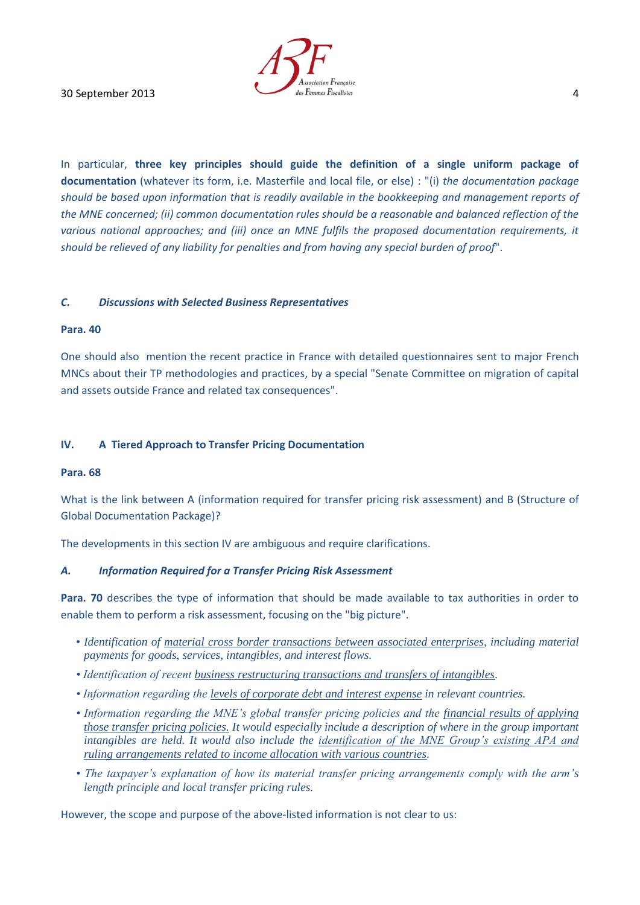In particular, **three key principles should guide the definition of a single uniform package of documentation** (whatever its form, i.e. Masterfile and local file, or else) : "(i) *the documentation package should be based upon information that is readily available in the bookkeeping and management reports of the MNE concerned; (ii) common documentation rules should be a reasonable and balanced reflection of the various national approaches; and (iii) once an MNE fulfils the proposed documentation requirements, it should be relieved of any liability for penalties and from having any special burden of proof*".

### *C. Discussions with Selected Business Representatives*

**Para. 40**

One should also mention the recent practice in France with detailed questionnaires sent to major French MNCs about their TP methodologies and practices, by a special "Senate Committee on migration of capital and assets outside France and related tax consequences".

## IV. A Tiered Approach to Transfer Pricing Documentation

**Para. 68**

What is the link between A (information required for transfer pricing risk assessment) and B (Structure of Global Documentation Package)?

The developments in this section IV are ambiguous and require clarifications.

### *A. Information Required for a Transfer Pricing Risk Assessment*

**Para. 70** describes the type of information that should be made available to tax authorities in order to enable them to perform a risk assessment, focusing on the "big picture".

- *Identification of material cross border transactions between associated enterprises, including material payments for goods, services, intangibles, and interest flows.*
- *Identification of recent business restructuring transactions and transfers of intangibles.*
- *Information regarding the levels of corporate debt and interest expense in relevant countries.*
- *Information regarding the MNE's global transfer pricing policies and the financial results of applying those transfer pricing policies. It would especially include a description of where in the group important intangibles are held. It would also include the identification of the MNE Group's existing APA and ruling arrangements related to income allocation with various countries.*
- *The taxpayer's explanation of how its material transfer pricing arrangements comply with the arm's length principle and local transfer pricing rules.*

However, the scope and purpose of the above-listed information is not clear to us: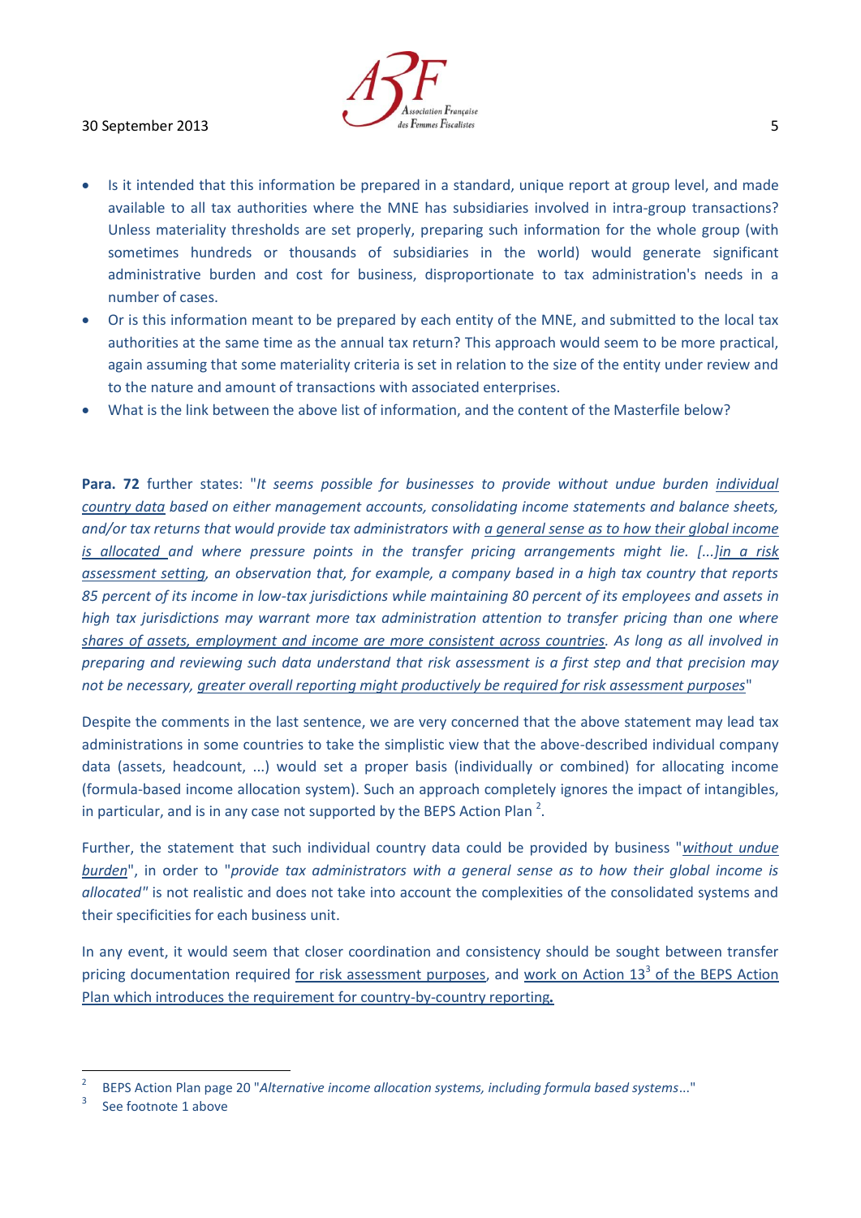- Is it intended that this information be prepared in a standard, unique report at group level, and made available to all tax authorities where the MNE has subsidiaries involved in intra-group transactions? Unless materiality thresholds are set properly, preparing such information for the whole group (with sometimes hundreds or thousands of subsidiaries in the world) would generate significant administrative burden and cost for business, disproportionate to tax administration's needs in a number of cases.
- Or is this information meant to be prepared by each entity of the MNE, and submitted to the local tax authorities at the same time as the annual tax return? This approach would seem to be more practical, again assuming that some materiality criteria is set in relation to the size of the entity under review and to the nature and amount of transactions with associated enterprises.
- What is the link between the above list of information, and the content of the Masterfile below?

**Para. 72** further states: "*It seems possible for businesses to provide without undue burden individual country data based on either management accounts, consolidating income statements and balance sheets, and/or tax returns that would provide tax administrators with a general sense as to how their global income is allocated and where pressure points in the transfer pricing arrangements might lie. [...]in a risk assessment setting, an observation that, for example, a company based in a high tax country that reports 85 percent of its income in low-tax jurisdictions while maintaining 80 percent of its employees and assets in high tax jurisdictions may warrant more tax administration attention to transfer pricing than one where shares of assets, employment and income are more consistent across countries. As long as all involved in preparing and reviewing such data understand that risk assessment is a first step and that precision may not be necessary, greater overall reporting might productively be required for risk assessment purposes*"

Despite the comments in the last sentence, we are very concerned that the above statement may lead tax administrations in some countries to take the simplistic view that the above-described individual company data (assets, headcount, ...) would set a proper basis (individually or combined) for allocating income (formula-based income allocation system). Such an approach completely ignores the impact of intangibles, in particular, and is in any case not supported by the BEPS Action Plan [2].

Further, the statement that such individual country data could be provided by business "*without undue burden*", in order to "*provide tax administrators with a general sense as to how their global income is allocated"* is not realistic and does not take into account the complexities of the consolidated systems and their specificities for each business unit.

In any event, it would seem that closer coordination and consistency should be sought between transfer pricing documentation required for risk assessment purposes, and work on Action 13[3] of the BEPS Action Plan which introduces the requirement for country-by-country reporting**.**

---

[2] BEPS Action Plan page 20 "*Alternative income allocation systems, including formula based systems*..."

[3] See footnote 1 above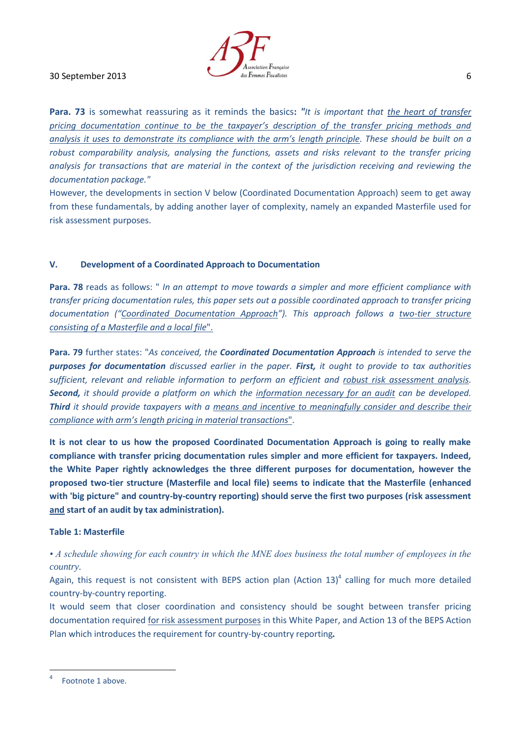**Para. 73** is somewhat reassuring as it reminds the basics**:** *"It is important that the heart of transfer pricing documentation continue to be the taxpayer's description of the transfer pricing methods and analysis it uses to demonstrate its compliance with the arm's length principle. These should be built on a robust comparability analysis, analysing the functions, assets and risks relevant to the transfer pricing analysis for transactions that are material in the context of the jurisdiction receiving and reviewing the documentation package."*

However, the developments in section V below (Coordinated Documentation Approach) seem to get away from these fundamentals, by adding another layer of complexity, namely an expanded Masterfile used for risk assessment purposes.

## V. Development of a Coordinated Approach to Documentation

**Para. 78** reads as follows: " *In an attempt to move towards a simpler and more efficient compliance with transfer pricing documentation rules, this paper sets out a possible coordinated approach to transfer pricing documentation ("Coordinated Documentation Approach"). This approach follows a two-tier structure consisting of a Masterfile and a local file*".

**Para. 79** further states: "*As conceived, the **Coordinated Documentation Approach** is intended to serve the **purposes for documentation** discussed earlier in the paper. **First,** it ought to provide to tax authorities sufficient, relevant and reliable information to perform an efficient and robust risk assessment analysis. **Second,** it should provide a platform on which the information necessary for an audit can be developed. **Third** it should provide taxpayers with a means and incentive to meaningfully consider and describe their compliance with arm's length pricing in material transactions*".

**It is not clear to us how the proposed Coordinated Documentation Approach is going to really make compliance with transfer pricing documentation rules simpler and more efficient for taxpayers. Indeed, the White Paper rightly acknowledges the three different purposes for documentation, however the proposed two-tier structure (Masterfile and local file) seems to indicate that the Masterfile (enhanced with 'big picture" and country-by-country reporting) should serve the first two purposes (risk assessment and start of an audit by tax administration).**

**Table 1: Masterfile**

• *A schedule showing for each country in which the MNE does business the total number of employees in the country.*

Again, this request is not consistent with BEPS action plan (Action 13)[4] calling for much more detailed country-by-country reporting.

It would seem that closer coordination and consistency should be sought between transfer pricing documentation required for risk assessment purposes in this White Paper, and Action 13 of the BEPS Action Plan which introduces the requirement for country-by-country reporting**.**

---

[4] Footnote 1 above.